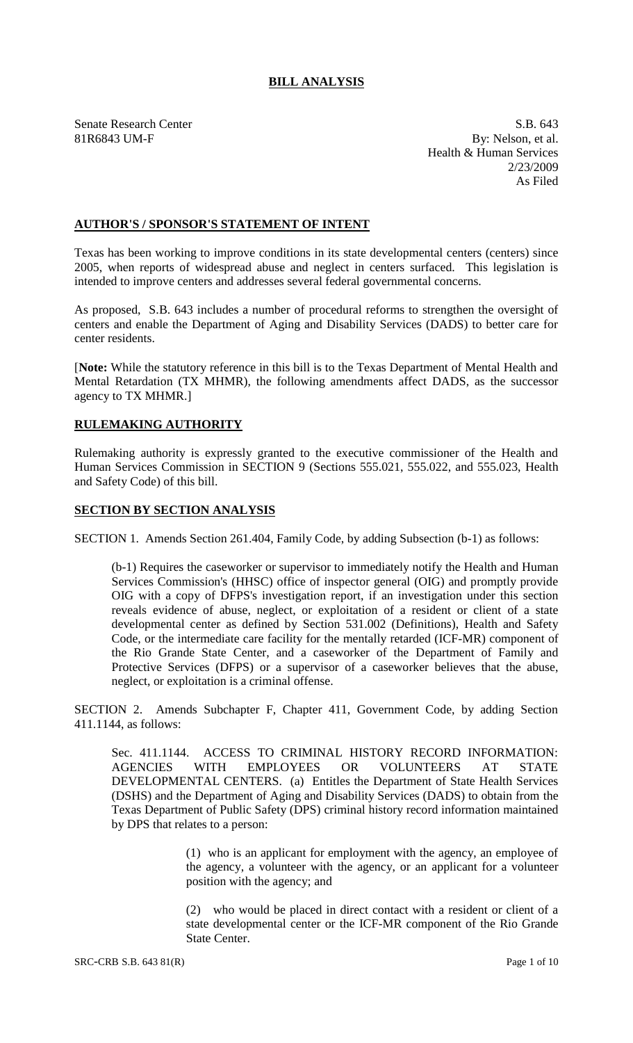# BILL ANALYSIS

Senate Research Center
81R6843 UM-F

S.B. 643
By: Nelson, et al.
Health & Human Services
2/23/2009
As Filed

## AUTHOR'S / SPONSOR'S STATEMENT OF INTENT

Texas has been working to improve conditions in its state developmental centers (centers) since 2005, when reports of widespread abuse and neglect in centers surfaced. This legislation is intended to improve centers and addresses several federal governmental concerns.

As proposed, S.B. 643 includes a number of procedural reforms to strengthen the oversight of centers and enable the Department of Aging and Disability Services (DADS) to better care for center residents.

[**Note:** While the statutory reference in this bill is to the Texas Department of Mental Health and Mental Retardation (TX MHMR), the following amendments affect DADS, as the successor agency to TX MHMR.]

## RULEMAKING AUTHORITY

Rulemaking authority is expressly granted to the executive commissioner of the Health and Human Services Commission in SECTION 9 (Sections 555.021, 555.022, and 555.023, Health and Safety Code) of this bill.

## SECTION BY SECTION ANALYSIS

SECTION 1. Amends Section 261.404, Family Code, by adding Subsection (b-1) as follows:

(b-1) Requires the caseworker or supervisor to immediately notify the Health and Human Services Commission's (HHSC) office of inspector general (OIG) and promptly provide OIG with a copy of DFPS's investigation report, if an investigation under this section reveals evidence of abuse, neglect, or exploitation of a resident or client of a state developmental center as defined by Section 531.002 (Definitions), Health and Safety Code, or the intermediate care facility for the mentally retarded (ICF-MR) component of the Rio Grande State Center, and a caseworker of the Department of Family and Protective Services (DFPS) or a supervisor of a caseworker believes that the abuse, neglect, or exploitation is a criminal offense.

SECTION 2. Amends Subchapter F, Chapter 411, Government Code, by adding Section 411.1144, as follows:

Sec. 411.1144. ACCESS TO CRIMINAL HISTORY RECORD INFORMATION: AGENCIES WITH EMPLOYEES OR VOLUNTEERS AT STATE DEVELOPMENTAL CENTERS. (a) Entitles the Department of State Health Services (DSHS) and the Department of Aging and Disability Services (DADS) to obtain from the Texas Department of Public Safety (DPS) criminal history record information maintained by DPS that relates to a person:

(1) who is an applicant for employment with the agency, an employee of the agency, a volunteer with the agency, or an applicant for a volunteer position with the agency; and

(2) who would be placed in direct contact with a resident or client of a state developmental center or the ICF-MR component of the Rio Grande State Center.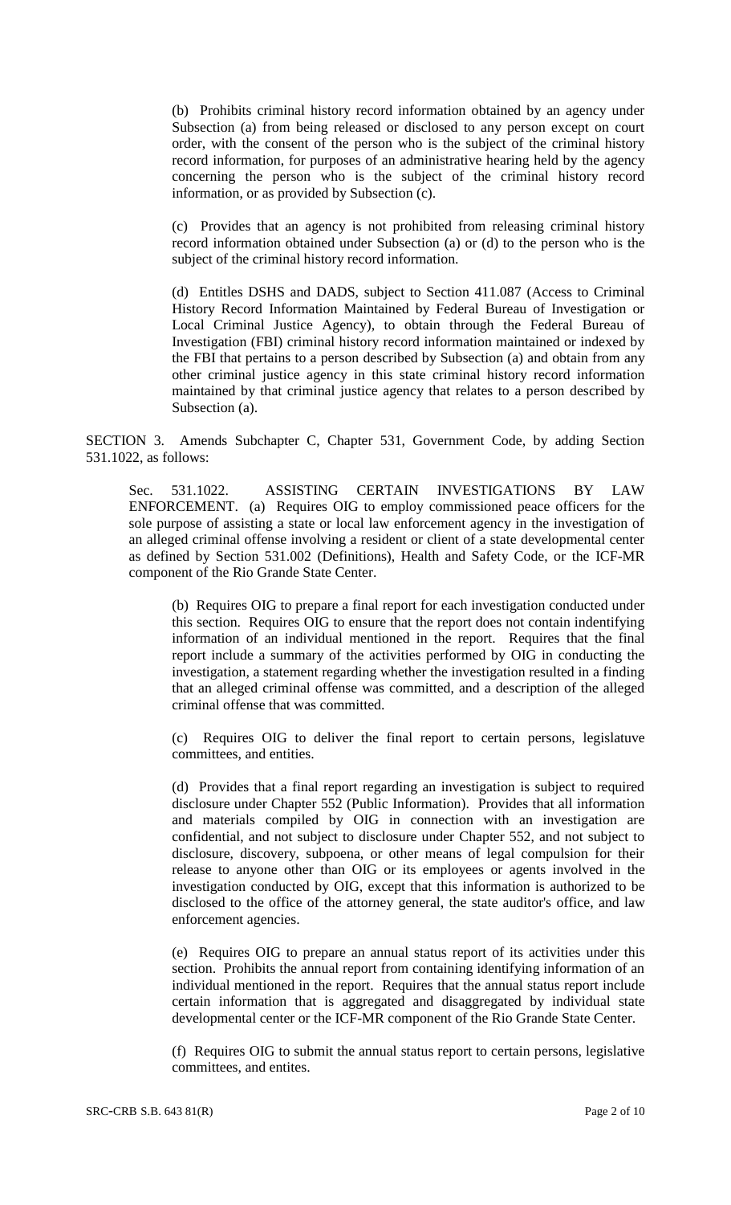(b) Prohibits criminal history record information obtained by an agency under Subsection (a) from being released or disclosed to any person except on court order, with the consent of the person who is the subject of the criminal history record information, for purposes of an administrative hearing held by the agency concerning the person who is the subject of the criminal history record information, or as provided by Subsection (c).

(c) Provides that an agency is not prohibited from releasing criminal history record information obtained under Subsection (a) or (d) to the person who is the subject of the criminal history record information.

(d) Entitles DSHS and DADS, subject to Section 411.087 (Access to Criminal History Record Information Maintained by Federal Bureau of Investigation or Local Criminal Justice Agency), to obtain through the Federal Bureau of Investigation (FBI) criminal history record information maintained or indexed by the FBI that pertains to a person described by Subsection (a) and obtain from any other criminal justice agency in this state criminal history record information maintained by that criminal justice agency that relates to a person described by Subsection (a).

SECTION 3. Amends Subchapter C, Chapter 531, Government Code, by adding Section 531.1022, as follows:

Sec. 531.1022. ASSISTING CERTAIN INVESTIGATIONS BY LAW ENFORCEMENT. (a) Requires OIG to employ commissioned peace officers for the sole purpose of assisting a state or local law enforcement agency in the investigation of an alleged criminal offense involving a resident or client of a state developmental center as defined by Section 531.002 (Definitions), Health and Safety Code, or the ICF-MR component of the Rio Grande State Center.

(b) Requires OIG to prepare a final report for each investigation conducted under this section. Requires OIG to ensure that the report does not contain indentifying information of an individual mentioned in the report. Requires that the final report include a summary of the activities performed by OIG in conducting the investigation, a statement regarding whether the investigation resulted in a finding that an alleged criminal offense was committed, and a description of the alleged criminal offense that was committed.

(c) Requires OIG to deliver the final report to certain persons, legislatuve committees, and entities.

(d) Provides that a final report regarding an investigation is subject to required disclosure under Chapter 552 (Public Information). Provides that all information and materials compiled by OIG in connection with an investigation are confidential, and not subject to disclosure under Chapter 552, and not subject to disclosure, discovery, subpoena, or other means of legal compulsion for their release to anyone other than OIG or its employees or agents involved in the investigation conducted by OIG, except that this information is authorized to be disclosed to the office of the attorney general, the state auditor's office, and law enforcement agencies.

(e) Requires OIG to prepare an annual status report of its activities under this section. Prohibits the annual report from containing identifying information of an individual mentioned in the report. Requires that the annual status report include certain information that is aggregated and disaggregated by individual state developmental center or the ICF-MR component of the Rio Grande State Center.

(f) Requires OIG to submit the annual status report to certain persons, legislative committees, and entites.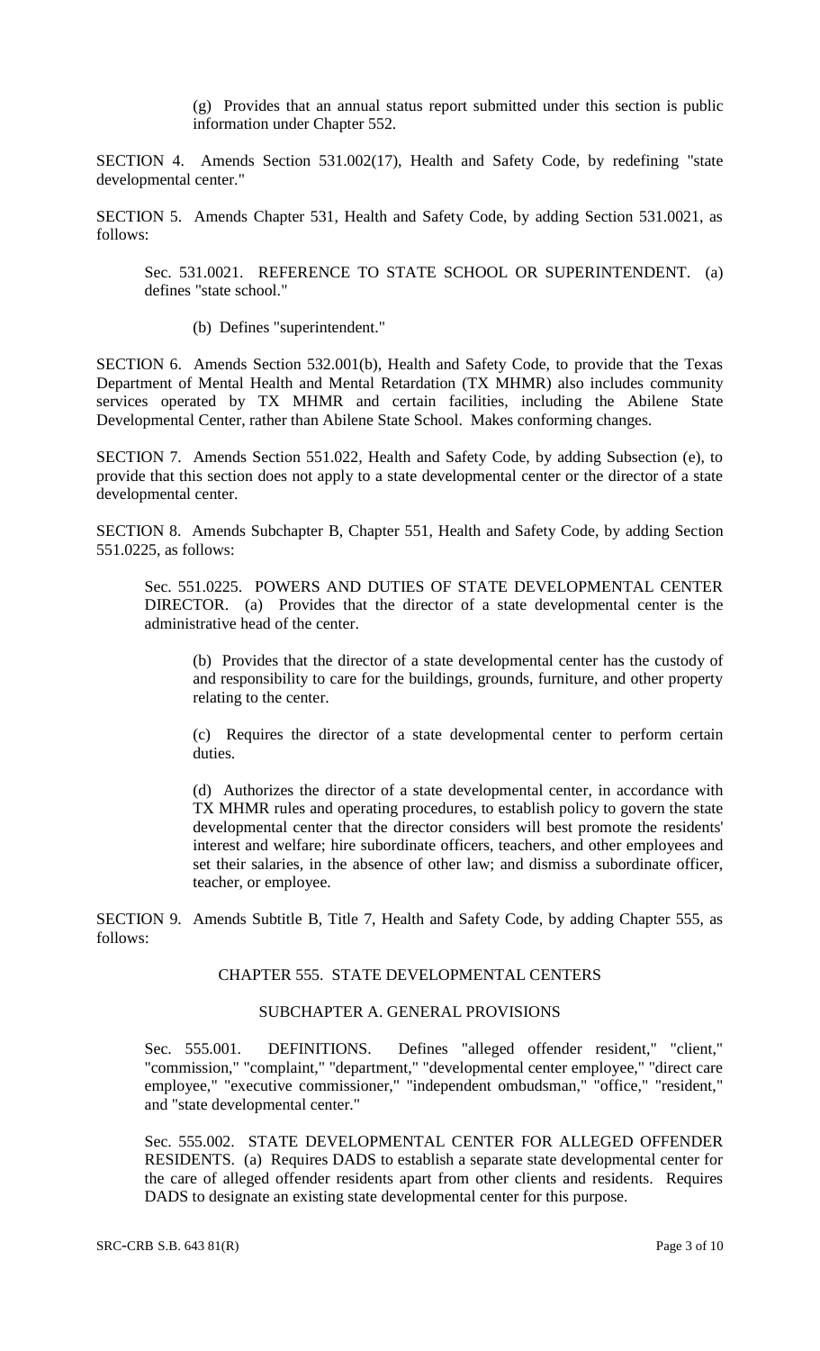(g) Provides that an annual status report submitted under this section is public information under Chapter 552.

SECTION 4. Amends Section 531.002(17), Health and Safety Code, by redefining "state developmental center."

SECTION 5. Amends Chapter 531, Health and Safety Code, by adding Section 531.0021, as follows:

Sec. 531.0021. REFERENCE TO STATE SCHOOL OR SUPERINTENDENT. (a) defines "state school."

(b) Defines "superintendent."

SECTION 6. Amends Section 532.001(b), Health and Safety Code, to provide that the Texas Department of Mental Health and Mental Retardation (TX MHMR) also includes community services operated by TX MHMR and certain facilities, including the Abilene State Developmental Center, rather than Abilene State School. Makes conforming changes.

SECTION 7. Amends Section 551.022, Health and Safety Code, by adding Subsection (e), to provide that this section does not apply to a state developmental center or the director of a state developmental center.

SECTION 8. Amends Subchapter B, Chapter 551, Health and Safety Code, by adding Section 551.0225, as follows:

Sec. 551.0225. POWERS AND DUTIES OF STATE DEVELOPMENTAL CENTER DIRECTOR. (a) Provides that the director of a state developmental center is the administrative head of the center.

(b) Provides that the director of a state developmental center has the custody of and responsibility to care for the buildings, grounds, furniture, and other property relating to the center.

(c) Requires the director of a state developmental center to perform certain duties.

(d) Authorizes the director of a state developmental center, in accordance with TX MHMR rules and operating procedures, to establish policy to govern the state developmental center that the director considers will best promote the residents' interest and welfare; hire subordinate officers, teachers, and other employees and set their salaries, in the absence of other law; and dismiss a subordinate officer, teacher, or employee.

SECTION 9. Amends Subtitle B, Title 7, Health and Safety Code, by adding Chapter 555, as follows:

CHAPTER 555. STATE DEVELOPMENTAL CENTERS

SUBCHAPTER A. GENERAL PROVISIONS

Sec. 555.001. DEFINITIONS. Defines "alleged offender resident," "client," "commission," "complaint," "department," "developmental center employee," "direct care employee," "executive commissioner," "independent ombudsman," "office," "resident," and "state developmental center."

Sec. 555.002. STATE DEVELOPMENTAL CENTER FOR ALLEGED OFFENDER RESIDENTS. (a) Requires DADS to establish a separate state developmental center for the care of alleged offender residents apart from other clients and residents. Requires DADS to designate an existing state developmental center for this purpose.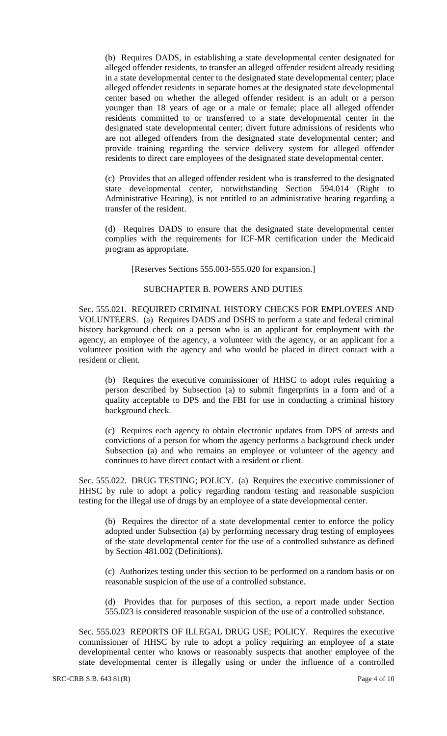(b) Requires DADS, in establishing a state developmental center designated for alleged offender residents, to transfer an alleged offender resident already residing in a state developmental center to the designated state developmental center; place alleged offender residents in separate homes at the designated state developmental center based on whether the alleged offender resident is an adult or a person younger than 18 years of age or a male or female; place all alleged offender residents committed to or transferred to a state developmental center in the designated state developmental center; divert future admissions of residents who are not alleged offenders from the designated state developmental center; and provide training regarding the service delivery system for alleged offender residents to direct care employees of the designated state developmental center.

(c) Provides that an alleged offender resident who is transferred to the designated state developmental center, notwithstanding Section 594.014 (Right to Administrative Hearing), is not entitled to an administrative hearing regarding a transfer of the resident.

(d) Requires DADS to ensure that the designated state developmental center complies with the requirements for ICF-MR certification under the Medicaid program as appropriate.

[Reserves Sections 555.003-555.020 for expansion.]

SUBCHAPTER B. POWERS AND DUTIES

Sec. 555.021. REQUIRED CRIMINAL HISTORY CHECKS FOR EMPLOYEES AND VOLUNTEERS. (a) Requires DADS and DSHS to perform a state and federal criminal history background check on a person who is an applicant for employment with the agency, an employee of the agency, a volunteer with the agency, or an applicant for a volunteer position with the agency and who would be placed in direct contact with a resident or client.

(b) Requires the executive commissioner of HHSC to adopt rules requiring a person described by Subsection (a) to submit fingerprints in a form and of a quality acceptable to DPS and the FBI for use in conducting a criminal history background check.

(c) Requires each agency to obtain electronic updates from DPS of arrests and convictions of a person for whom the agency performs a background check under Subsection (a) and who remains an employee or volunteer of the agency and continues to have direct contact with a resident or client.

Sec. 555.022. DRUG TESTING; POLICY. (a) Requires the executive commissioner of HHSC by rule to adopt a policy regarding random testing and reasonable suspicion testing for the illegal use of drugs by an employee of a state developmental center.

(b) Requires the director of a state developmental center to enforce the policy adopted under Subsection (a) by performing necessary drug testing of employees of the state developmental center for the use of a controlled substance as defined by Section 481.002 (Definitions).

(c) Authorizes testing under this section to be performed on a random basis or on reasonable suspicion of the use of a controlled substance.

(d) Provides that for purposes of this section, a report made under Section 555.023 is considered reasonable suspicion of the use of a controlled substance.

Sec. 555.023 REPORTS OF ILLEGAL DRUG USE; POLICY. Requires the executive commissioner of HHSC by rule to adopt a policy requiring an employee of a state developmental center who knows or reasonably suspects that another employee of the state developmental center is illegally using or under the influence of a controlled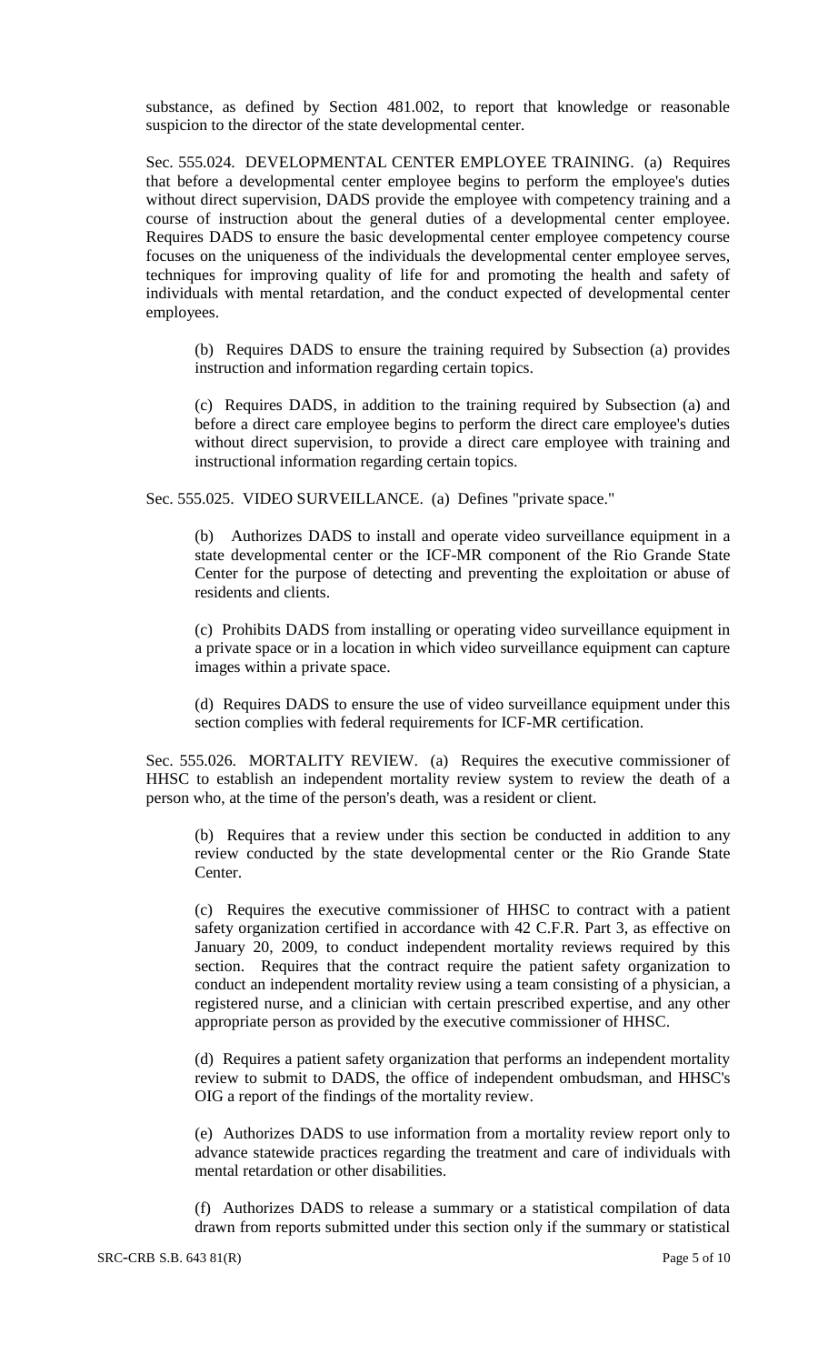substance, as defined by Section 481.002, to report that knowledge or reasonable suspicion to the director of the state developmental center.

Sec. 555.024. DEVELOPMENTAL CENTER EMPLOYEE TRAINING. (a) Requires that before a developmental center employee begins to perform the employee's duties without direct supervision, DADS provide the employee with competency training and a course of instruction about the general duties of a developmental center employee. Requires DADS to ensure the basic developmental center employee competency course focuses on the uniqueness of the individuals the developmental center employee serves, techniques for improving quality of life for and promoting the health and safety of individuals with mental retardation, and the conduct expected of developmental center employees.

(b) Requires DADS to ensure the training required by Subsection (a) provides instruction and information regarding certain topics.

(c) Requires DADS, in addition to the training required by Subsection (a) and before a direct care employee begins to perform the direct care employee's duties without direct supervision, to provide a direct care employee with training and instructional information regarding certain topics.

Sec. 555.025. VIDEO SURVEILLANCE. (a) Defines "private space."

(b) Authorizes DADS to install and operate video surveillance equipment in a state developmental center or the ICF-MR component of the Rio Grande State Center for the purpose of detecting and preventing the exploitation or abuse of residents and clients.

(c) Prohibits DADS from installing or operating video surveillance equipment in a private space or in a location in which video surveillance equipment can capture images within a private space.

(d) Requires DADS to ensure the use of video surveillance equipment under this section complies with federal requirements for ICF-MR certification.

Sec. 555.026. MORTALITY REVIEW. (a) Requires the executive commissioner of HHSC to establish an independent mortality review system to review the death of a person who, at the time of the person's death, was a resident or client.

(b) Requires that a review under this section be conducted in addition to any review conducted by the state developmental center or the Rio Grande State Center.

(c) Requires the executive commissioner of HHSC to contract with a patient safety organization certified in accordance with 42 C.F.R. Part 3, as effective on January 20, 2009, to conduct independent mortality reviews required by this section. Requires that the contract require the patient safety organization to conduct an independent mortality review using a team consisting of a physician, a registered nurse, and a clinician with certain prescribed expertise, and any other appropriate person as provided by the executive commissioner of HHSC.

(d) Requires a patient safety organization that performs an independent mortality review to submit to DADS, the office of independent ombudsman, and HHSC's OIG a report of the findings of the mortality review.

(e) Authorizes DADS to use information from a mortality review report only to advance statewide practices regarding the treatment and care of individuals with mental retardation or other disabilities.

(f) Authorizes DADS to release a summary or a statistical compilation of data drawn from reports submitted under this section only if the summary or statistical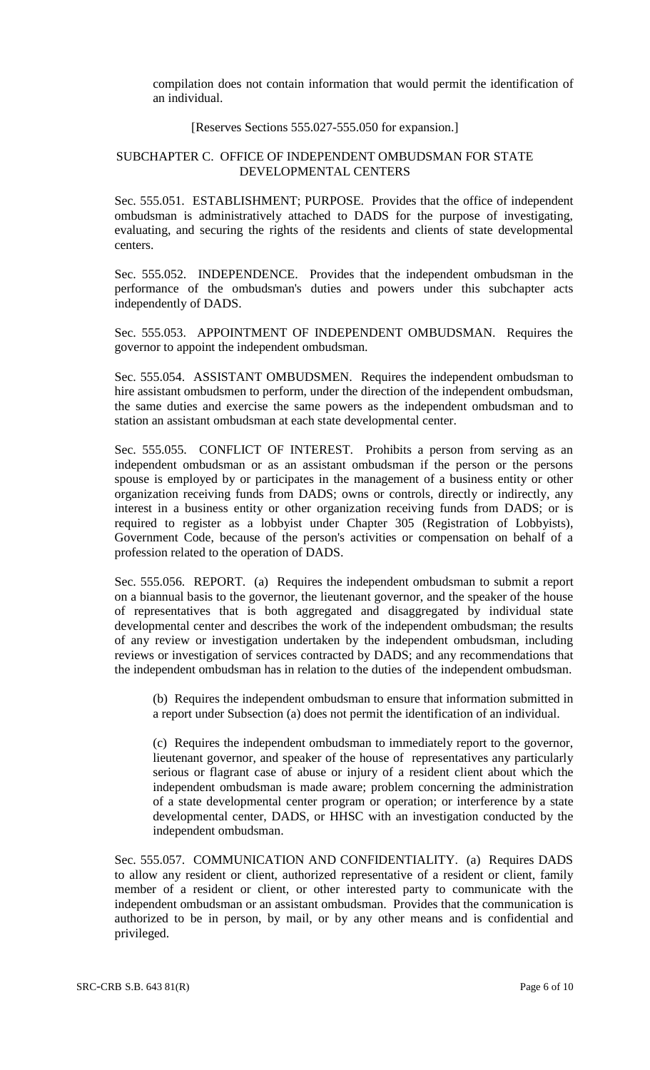compilation does not contain information that would permit the identification of an individual.

[Reserves Sections 555.027-555.050 for expansion.]

## SUBCHAPTER C. OFFICE OF INDEPENDENT OMBUDSMAN FOR STATE DEVELOPMENTAL CENTERS

Sec. 555.051. ESTABLISHMENT; PURPOSE. Provides that the office of independent ombudsman is administratively attached to DADS for the purpose of investigating, evaluating, and securing the rights of the residents and clients of state developmental centers.

Sec. 555.052. INDEPENDENCE. Provides that the independent ombudsman in the performance of the ombudsman's duties and powers under this subchapter acts independently of DADS.

Sec. 555.053. APPOINTMENT OF INDEPENDENT OMBUDSMAN. Requires the governor to appoint the independent ombudsman.

Sec. 555.054. ASSISTANT OMBUDSMEN. Requires the independent ombudsman to hire assistant ombudsmen to perform, under the direction of the independent ombudsman, the same duties and exercise the same powers as the independent ombudsman and to station an assistant ombudsman at each state developmental center.

Sec. 555.055. CONFLICT OF INTEREST. Prohibits a person from serving as an independent ombudsman or as an assistant ombudsman if the person or the persons spouse is employed by or participates in the management of a business entity or other organization receiving funds from DADS; owns or controls, directly or indirectly, any interest in a business entity or other organization receiving funds from DADS; or is required to register as a lobbyist under Chapter 305 (Registration of Lobbyists), Government Code, because of the person's activities or compensation on behalf of a profession related to the operation of DADS.

Sec. 555.056. REPORT. (a) Requires the independent ombudsman to submit a report on a biannual basis to the governor, the lieutenant governor, and the speaker of the house of representatives that is both aggregated and disaggregated by individual state developmental center and describes the work of the independent ombudsman; the results of any review or investigation undertaken by the independent ombudsman, including reviews or investigation of services contracted by DADS; and any recommendations that the independent ombudsman has in relation to the duties of the independent ombudsman.

(b) Requires the independent ombudsman to ensure that information submitted in a report under Subsection (a) does not permit the identification of an individual.

(c) Requires the independent ombudsman to immediately report to the governor, lieutenant governor, and speaker of the house of representatives any particularly serious or flagrant case of abuse or injury of a resident client about which the independent ombudsman is made aware; problem concerning the administration of a state developmental center program or operation; or interference by a state developmental center, DADS, or HHSC with an investigation conducted by the independent ombudsman.

Sec. 555.057. COMMUNICATION AND CONFIDENTIALITY. (a) Requires DADS to allow any resident or client, authorized representative of a resident or client, family member of a resident or client, or other interested party to communicate with the independent ombudsman or an assistant ombudsman. Provides that the communication is authorized to be in person, by mail, or by any other means and is confidential and privileged.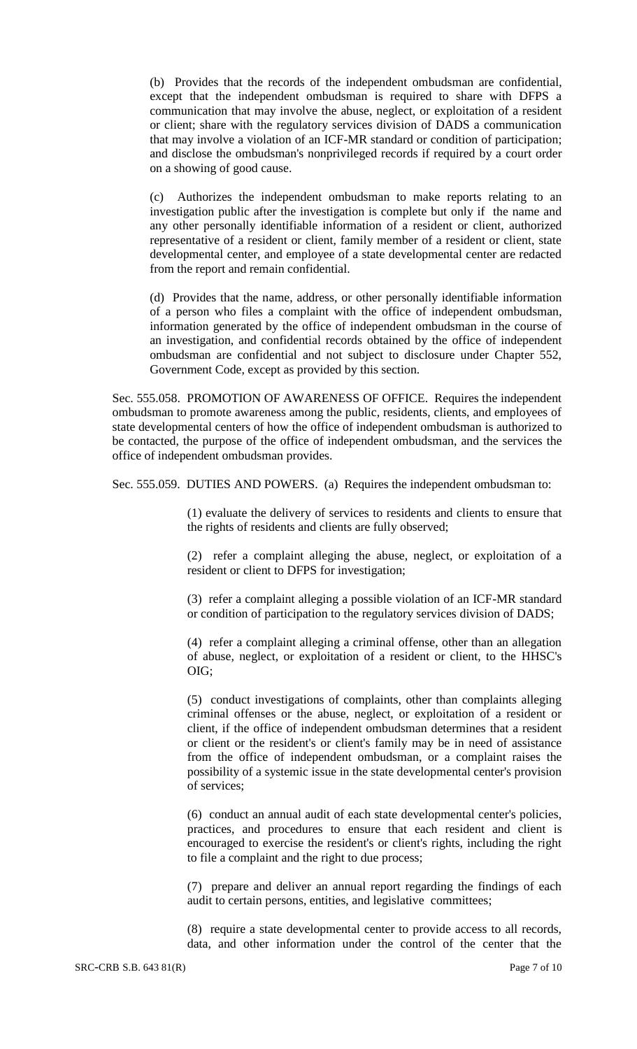(b) Provides that the records of the independent ombudsman are confidential, except that the independent ombudsman is required to share with DFPS a communication that may involve the abuse, neglect, or exploitation of a resident or client; share with the regulatory services division of DADS a communication that may involve a violation of an ICF-MR standard or condition of participation; and disclose the ombudsman's nonprivileged records if required by a court order on a showing of good cause.

(c) Authorizes the independent ombudsman to make reports relating to an investigation public after the investigation is complete but only if the name and any other personally identifiable information of a resident or client, authorized representative of a resident or client, family member of a resident or client, state developmental center, and employee of a state developmental center are redacted from the report and remain confidential.

(d) Provides that the name, address, or other personally identifiable information of a person who files a complaint with the office of independent ombudsman, information generated by the office of independent ombudsman in the course of an investigation, and confidential records obtained by the office of independent ombudsman are confidential and not subject to disclosure under Chapter 552, Government Code, except as provided by this section.

Sec. 555.058. PROMOTION OF AWARENESS OF OFFICE. Requires the independent ombudsman to promote awareness among the public, residents, clients, and employees of state developmental centers of how the office of independent ombudsman is authorized to be contacted, the purpose of the office of independent ombudsman, and the services the office of independent ombudsman provides.

Sec. 555.059. DUTIES AND POWERS. (a) Requires the independent ombudsman to:

(1) evaluate the delivery of services to residents and clients to ensure that the rights of residents and clients are fully observed;

(2) refer a complaint alleging the abuse, neglect, or exploitation of a resident or client to DFPS for investigation;

(3) refer a complaint alleging a possible violation of an ICF-MR standard or condition of participation to the regulatory services division of DADS;

(4) refer a complaint alleging a criminal offense, other than an allegation of abuse, neglect, or exploitation of a resident or client, to the HHSC's OIG;

(5) conduct investigations of complaints, other than complaints alleging criminal offenses or the abuse, neglect, or exploitation of a resident or client, if the office of independent ombudsman determines that a resident or client or the resident's or client's family may be in need of assistance from the office of independent ombudsman, or a complaint raises the possibility of a systemic issue in the state developmental center's provision of services;

(6) conduct an annual audit of each state developmental center's policies, practices, and procedures to ensure that each resident and client is encouraged to exercise the resident's or client's rights, including the right to file a complaint and the right to due process;

(7) prepare and deliver an annual report regarding the findings of each audit to certain persons, entities, and legislative committees;

(8) require a state developmental center to provide access to all records, data, and other information under the control of the center that the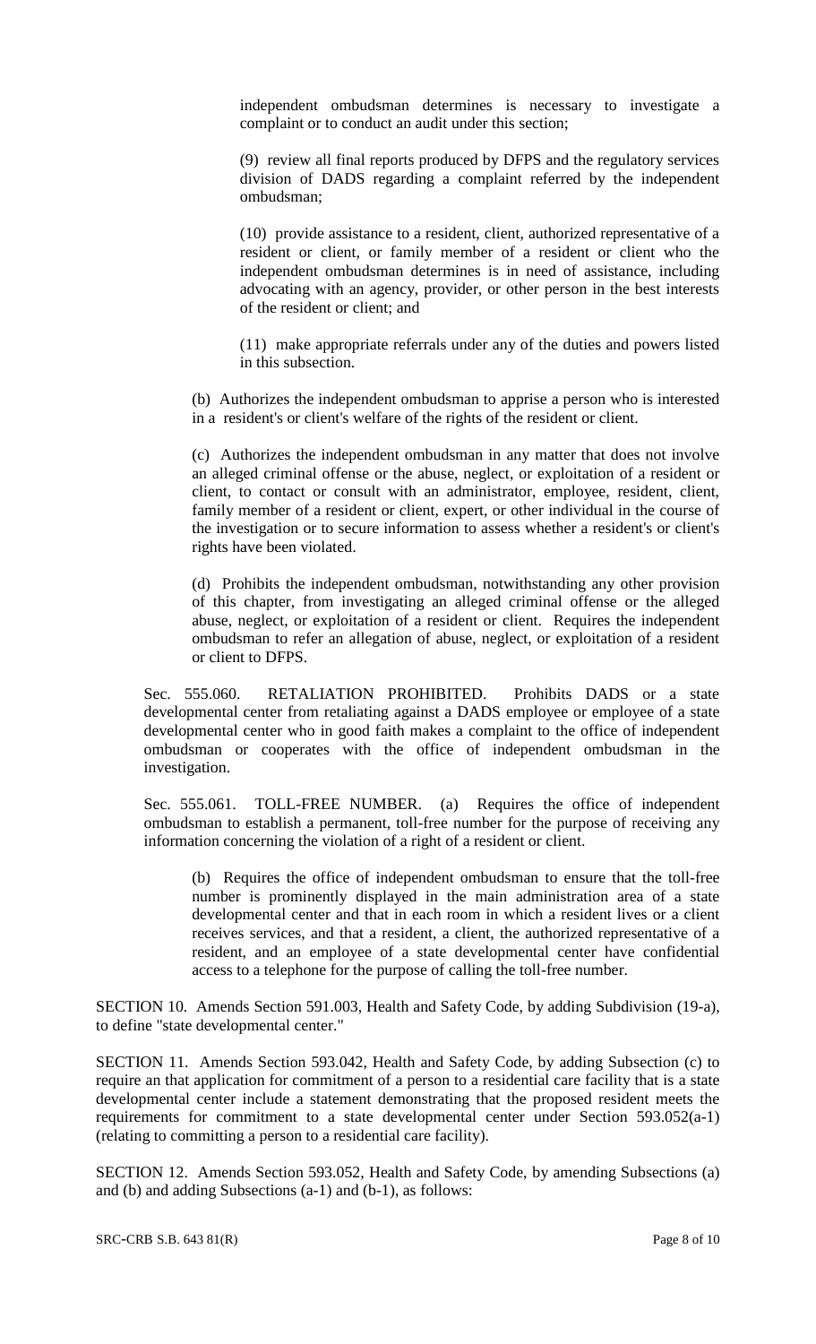independent ombudsman determines is necessary to investigate a complaint or to conduct an audit under this section;

(9) review all final reports produced by DFPS and the regulatory services division of DADS regarding a complaint referred by the independent ombudsman;

(10) provide assistance to a resident, client, authorized representative of a resident or client, or family member of a resident or client who the independent ombudsman determines is in need of assistance, including advocating with an agency, provider, or other person in the best interests of the resident or client; and

(11) make appropriate referrals under any of the duties and powers listed in this subsection.

(b) Authorizes the independent ombudsman to apprise a person who is interested in a resident's or client's welfare of the rights of the resident or client.

(c) Authorizes the independent ombudsman in any matter that does not involve an alleged criminal offense or the abuse, neglect, or exploitation of a resident or client, to contact or consult with an administrator, employee, resident, client, family member of a resident or client, expert, or other individual in the course of the investigation or to secure information to assess whether a resident's or client's rights have been violated.

(d) Prohibits the independent ombudsman, notwithstanding any other provision of this chapter, from investigating an alleged criminal offense or the alleged abuse, neglect, or exploitation of a resident or client. Requires the independent ombudsman to refer an allegation of abuse, neglect, or exploitation of a resident or client to DFPS.

Sec. 555.060. RETALIATION PROHIBITED. Prohibits DADS or a state developmental center from retaliating against a DADS employee or employee of a state developmental center who in good faith makes a complaint to the office of independent ombudsman or cooperates with the office of independent ombudsman in the investigation.

Sec. 555.061. TOLL-FREE NUMBER. (a) Requires the office of independent ombudsman to establish a permanent, toll-free number for the purpose of receiving any information concerning the violation of a right of a resident or client.

(b) Requires the office of independent ombudsman to ensure that the toll-free number is prominently displayed in the main administration area of a state developmental center and that in each room in which a resident lives or a client receives services, and that a resident, a client, the authorized representative of a resident, and an employee of a state developmental center have confidential access to a telephone for the purpose of calling the toll-free number.

SECTION 10. Amends Section 591.003, Health and Safety Code, by adding Subdivision (19-a), to define "state developmental center."

SECTION 11. Amends Section 593.042, Health and Safety Code, by adding Subsection (c) to require an that application for commitment of a person to a residential care facility that is a state developmental center include a statement demonstrating that the proposed resident meets the requirements for commitment to a state developmental center under Section 593.052(a-1) (relating to committing a person to a residential care facility).

SECTION 12. Amends Section 593.052, Health and Safety Code, by amending Subsections (a) and (b) and adding Subsections (a-1) and (b-1), as follows: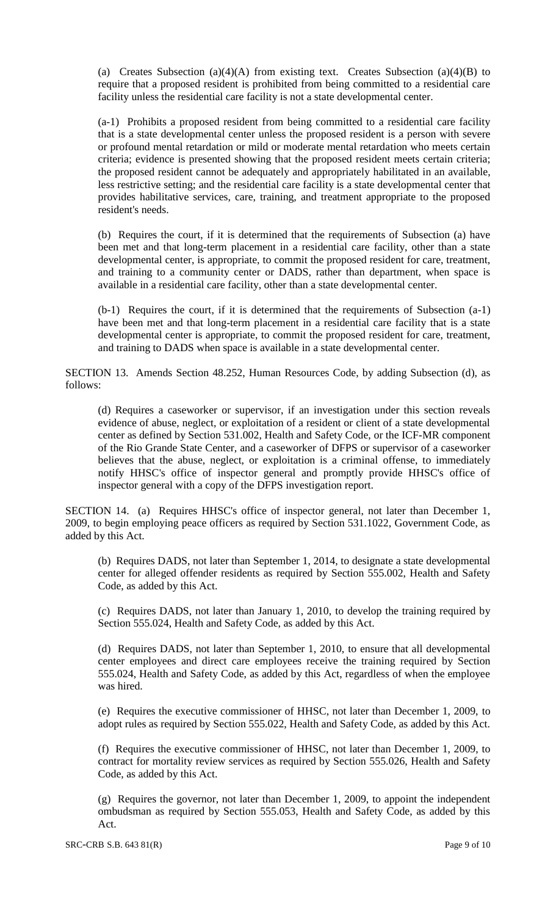(a) Creates Subsection (a)(4)(A) from existing text. Creates Subsection (a)(4)(B) to require that a proposed resident is prohibited from being committed to a residential care facility unless the residential care facility is not a state developmental center.

(a-1) Prohibits a proposed resident from being committed to a residential care facility that is a state developmental center unless the proposed resident is a person with severe or profound mental retardation or mild or moderate mental retardation who meets certain criteria; evidence is presented showing that the proposed resident meets certain criteria; the proposed resident cannot be adequately and appropriately habilitated in an available, less restrictive setting; and the residential care facility is a state developmental center that provides habilitative services, care, training, and treatment appropriate to the proposed resident's needs.

(b) Requires the court, if it is determined that the requirements of Subsection (a) have been met and that long-term placement in a residential care facility, other than a state developmental center, is appropriate, to commit the proposed resident for care, treatment, and training to a community center or DADS, rather than department, when space is available in a residential care facility, other than a state developmental center.

(b-1) Requires the court, if it is determined that the requirements of Subsection (a-1) have been met and that long-term placement in a residential care facility that is a state developmental center is appropriate, to commit the proposed resident for care, treatment, and training to DADS when space is available in a state developmental center.

SECTION 13. Amends Section 48.252, Human Resources Code, by adding Subsection (d), as follows:

(d) Requires a caseworker or supervisor, if an investigation under this section reveals evidence of abuse, neglect, or exploitation of a resident or client of a state developmental center as defined by Section 531.002, Health and Safety Code, or the ICF-MR component of the Rio Grande State Center, and a caseworker of DFPS or supervisor of a caseworker believes that the abuse, neglect, or exploitation is a criminal offense, to immediately notify HHSC's office of inspector general and promptly provide HHSC's office of inspector general with a copy of the DFPS investigation report.

SECTION 14. (a) Requires HHSC's office of inspector general, not later than December 1, 2009, to begin employing peace officers as required by Section 531.1022, Government Code, as added by this Act.

(b) Requires DADS, not later than September 1, 2014, to designate a state developmental center for alleged offender residents as required by Section 555.002, Health and Safety Code, as added by this Act.

(c) Requires DADS, not later than January 1, 2010, to develop the training required by Section 555.024, Health and Safety Code, as added by this Act.

(d) Requires DADS, not later than September 1, 2010, to ensure that all developmental center employees and direct care employees receive the training required by Section 555.024, Health and Safety Code, as added by this Act, regardless of when the employee was hired.

(e) Requires the executive commissioner of HHSC, not later than December 1, 2009, to adopt rules as required by Section 555.022, Health and Safety Code, as added by this Act.

(f) Requires the executive commissioner of HHSC, not later than December 1, 2009, to contract for mortality review services as required by Section 555.026, Health and Safety Code, as added by this Act.

(g) Requires the governor, not later than December 1, 2009, to appoint the independent ombudsman as required by Section 555.053, Health and Safety Code, as added by this Act.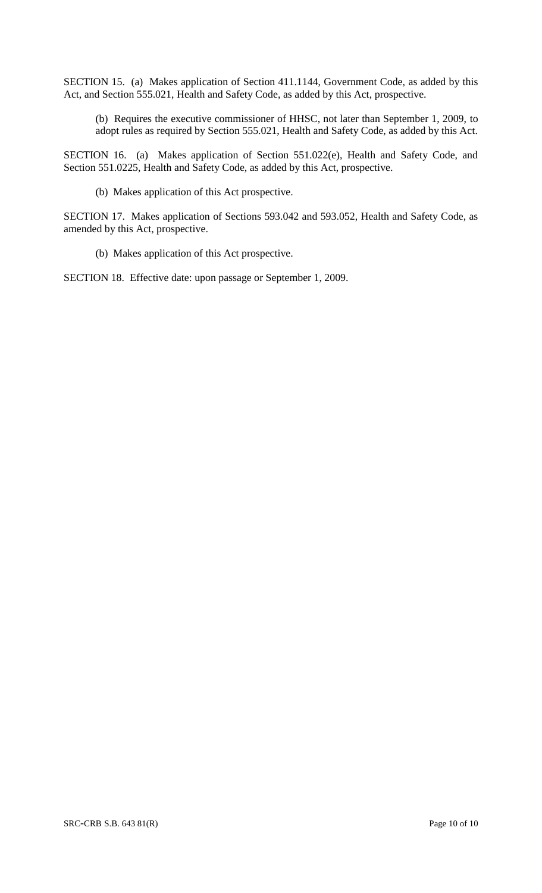SECTION 15. (a) Makes application of Section 411.1144, Government Code, as added by this Act, and Section 555.021, Health and Safety Code, as added by this Act, prospective.

(b) Requires the executive commissioner of HHSC, not later than September 1, 2009, to adopt rules as required by Section 555.021, Health and Safety Code, as added by this Act.

SECTION 16. (a) Makes application of Section 551.022(e), Health and Safety Code, and Section 551.0225, Health and Safety Code, as added by this Act, prospective.

(b) Makes application of this Act prospective.

SECTION 17. Makes application of Sections 593.042 and 593.052, Health and Safety Code, as amended by this Act, prospective.

(b) Makes application of this Act prospective.

SECTION 18. Effective date: upon passage or September 1, 2009.